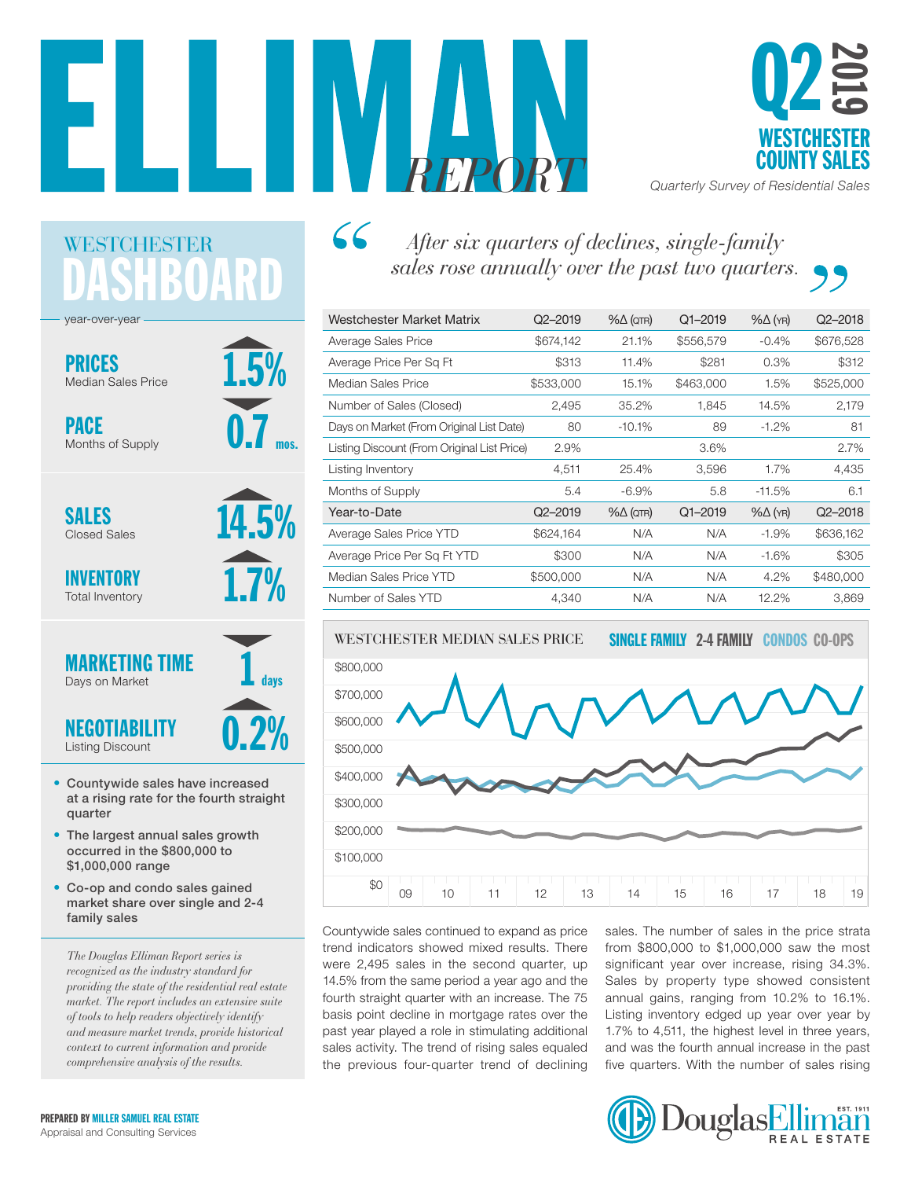# ELLIMAN REPORT

## Q2 2019 WESTCHESTER COUNTY SALES

*Quarterly Survey of Residential Sales*

## WESTCHESTER DASHBOARD

year-over-year

**PRICES** Median Sales Price — ▲ 1.5%

**PACE** Months of Supply — ▼ 0.7 mos.

**SALES** Closed Sales — ▲ 14.5%

**INVENTORY** Total Inventory — ▲ 1.7%

**MARKETING TIME** Days on Market — ▼ 1 days

**NEGOTIABILITY** Listing Discount — ▲ 0.2%

- Countywide sales have increased at a rising rate for the fourth straight quarter
- The largest annual sales growth occurred in the $800,000 to $1,000,000 range
- Co-op and condo sales gained market share over single and 2-4 family sales

*The Douglas Elliman Report series is recognized as the industry standard for providing the state of the residential real estate market. The report includes an extensive suite of tools to help readers objectively identify and measure market trends, provide historical context to current information and provide comprehensive analysis of the results.*

> *"After six quarters of declines, single-family sales rose annually over the past two quarters."*

| Westchester Market Matrix | Q2–2019 | %Δ (QTR) | Q1–2019 | %Δ (YR) | Q2–2018 |
|---|---|---|---|---|---|
| Average Sales Price | $674,142 | 21.1% | $556,579 | -0.4% | $676,528 |
| Average Price Per Sq Ft | $313 | 11.4% | $281 | 0.3% | $312 |
| Median Sales Price | $533,000 | 15.1% | $463,000 | 1.5% | $525,000 |
| Number of Sales (Closed) | 2,495 | 35.2% | 1,845 | 14.5% | 2,179 |
| Days on Market (From Original List Date) | 80 | -10.1% | 89 | -1.2% | 81 |
| Listing Discount (From Original List Price) | 2.9% | | 3.6% | | 2.7% |
| Listing Inventory | 4,511 | 25.4% | 3,596 | 1.7% | 4,435 |
| Months of Supply | 5.4 | -6.9% | 5.8 | -11.5% | 6.1 |
| **Year-to-Date** | **Q2–2019** | **%Δ (QTR)** | **Q1–2019** | **%Δ (YR)** | **Q2–2018** |
| Average Sales Price YTD | $624,164 | N/A | N/A | -1.9% | $636,162 |
| Average Price Per Sq Ft YTD | $300 | N/A | N/A | -1.6% | $305 |
| Median Sales Price YTD | $500,000 | N/A | N/A | 4.2% | $480,000 |
| Number of Sales YTD | 4,340 | N/A | N/A | 12.2% | 3,869 |

**WESTCHESTER MEDIAN SALES PRICE** — SINGLE FAMILY, 2-4 FAMILY, CONDOS, CO-OPS

Countywide sales continued to expand as price trend indicators showed mixed results. There were 2,495 sales in the second quarter, up 14.5% from the same period a year ago and the fourth straight quarter with an increase. The 75 basis point decline in mortgage rates over the past year played a role in stimulating additional sales activity. The trend of rising sales equaled the previous four-quarter trend of declining sales. The number of sales in the price strata from $800,000 to $1,000,000 saw the most significant year over increase, rising 34.3%. Sales by property type showed consistent annual gains, ranging from 10.2% to 16.1%. Listing inventory edged up year over year by 1.7% to 4,511, the highest level in three years, and was the fourth annual increase in the past five quarters. With the number of sales rising

**PREPARED BY MILLER SAMUEL REAL ESTATE**
Appraisal and Consulting Services

Douglas Elliman Real Estate EST. 1911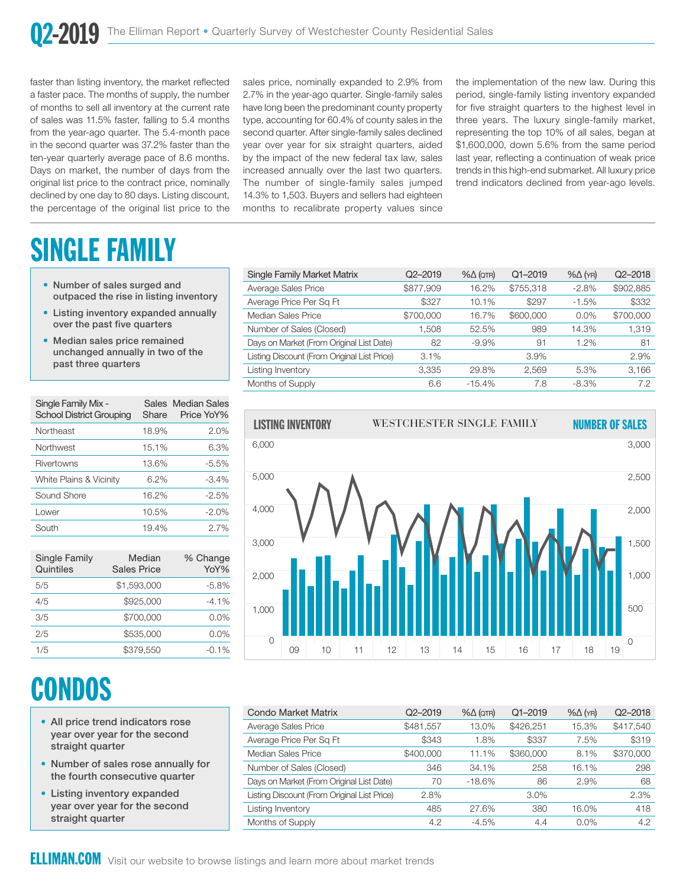faster than listing inventory, the market reflected a faster pace. The months of supply, the number of months to sell all inventory at the current rate of sales was 11.5% faster, falling to 5.4 months from the year-ago quarter. The 5.4-month pace in the second quarter was 37.2% faster than the ten-year quarterly average pace of 8.6 months. Days on market, the number of days from the original list price to the contract price, nominally declined by one day to 80 days. Listing discount, the percentage of the original list price to the sales price, nominally expanded to 2.9% from 2.7% in the year-ago quarter. Single-family sales have long been the predominant county property type, accounting for 60.4% of county sales in the second quarter. After single-family sales declined year over year for six straight quarters, aided by the impact of the new federal tax law, sales increased annually over the last two quarters. The number of single-family sales jumped 14.3% to 1,503. Buyers and sellers had eighteen months to recalibrate property values since the implementation of the new law. During this period, single-family listing inventory expanded for five straight quarters to the highest level in three years. The luxury single-family market, representing the top 10% of all sales, began at $1,600,000, down 5.6% from the same period last year, reflecting a continuation of weak price trends in this high-end submarket. All luxury price trend indicators declined from year-ago levels.

# SINGLE FAMILY

- **Number of sales surged and outpaced the rise in listing inventory**
- **Listing inventory expanded annually over the past five quarters**
- **Median sales price remained unchanged annually in two of the past three quarters**

| Single Family Market Matrix | Q2–2019 | %Δ (QTR) | Q1–2019 | %Δ (YR) | Q2–2018 |
|---|---|---|---|---|---|
| Average Sales Price | $877,909 | 16.2% | $755,318 | -2.8% | $902,885 |
| Average Price Per Sq Ft | $327 | 10.1% | $297 | -1.5% | $332 |
| Median Sales Price | $700,000 | 16.7% | $600,000 | 0.0% | $700,000 |
| Number of Sales (Closed) | 1,508 | 52.5% | 989 | 14.3% | 1,319 |
| Days on Market (From Original List Date) | 82 | -9.9% | 91 | 1.2% | 81 |
| Listing Discount (From Original List Price) | 3.1% | | 3.9% | | 2.9% |
| Listing Inventory | 3,335 | 29.8% | 2,569 | 5.3% | 3,166 |
| Months of Supply | 6.6 | -15.4% | 7.8 | -8.3% | 7.2 |

| Single Family Mix - School District Grouping | Sales Share | Median Sales Price YoY% |
|---|---|---|
| Northeast | 18.9% | 2.0% |
| Northwest | 15.1% | 6.3% |
| Rivertowns | 13.6% | -5.5% |
| White Plains & Vicinity | 6.2% | -3.4% |
| Sound Shore | 16.2% | -2.5% |
| Lower | 10.5% | -2.0% |
| South | 19.4% | 2.7% |

| Single Family Quintiles | Median Sales Price | % Change YoY% |
|---|---|---|
| 5/5 | $1,593,000 | -5.8% |
| 4/5 | $925,000 | -4.1% |
| 3/5 | $700,000 | 0.0% |
| 2/5 | $535,000 | 0.0% |
| 1/5 | $379,550 | -0.1% |

LISTING INVENTORY — WESTCHESTER SINGLE FAMILY — NUMBER OF SALES

# CONDOS

- **All price trend indicators rose year over year for the second straight quarter**
- **Number of sales rose annually for the fourth consecutive quarter**
- **Listing inventory expanded year over year for the second straight quarter**

| Condo Market Matrix | Q2–2019 | %Δ (QTR) | Q1–2019 | %Δ (YR) | Q2–2018 |
|---|---|---|---|---|---|
| Average Sales Price | $481,557 | 13.0% | $426,251 | 15.3% | $417,540 |
| Average Price Per Sq Ft | $343 | 1.8% | $337 | 7.5% | $319 |
| Median Sales Price | $400,000 | 11.1% | $360,000 | 8.1% | $370,000 |
| Number of Sales (Closed) | 346 | 34.1% | 258 | 16.1% | 298 |
| Days on Market (From Original List Date) | 70 | -18.6% | 86 | 2.9% | 68 |
| Listing Discount (From Original List Price) | 2.8% | | 3.0% | | 2.3% |
| Listing Inventory | 485 | 27.6% | 380 | 16.0% | 418 |
| Months of Supply | 4.2 | -4.5% | 4.4 | 0.0% | 4.2 |

**ELLIMAN.COM** Visit our website to browse listings and learn more about market trends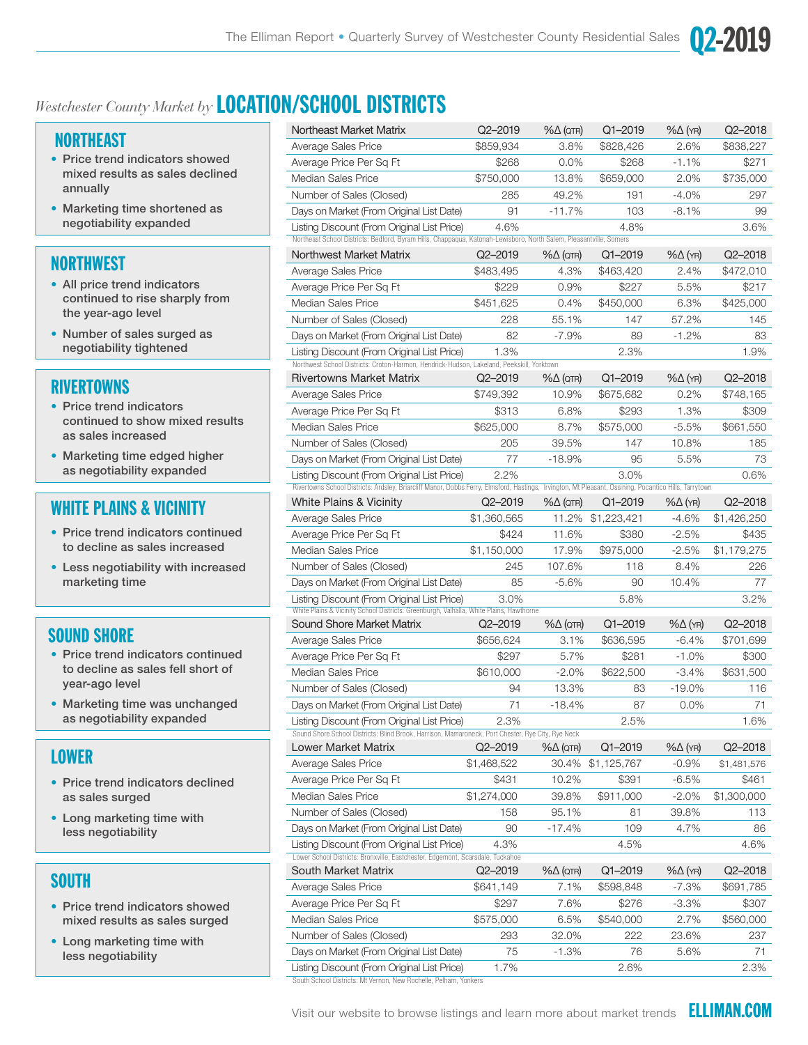## *Westchester County Market by* LOCATION/SCHOOL DISTRICTS

### NORTHEAST

- Price trend indicators showed mixed results as sales declined annually
- Marketing time shortened as negotiability expanded

| Northeast Market Matrix | Q2–2019 | %Δ (QTR) | Q1–2019 | %Δ (YR) | Q2–2018 |
|---|---|---|---|---|---|
| Average Sales Price | $859,934 | 3.8% | $828,426 | 2.6% | $838,227 |
| Average Price Per Sq Ft | $268 | 0.0% | $268 | -1.1% | $271 |
| Median Sales Price | $750,000 | 13.8% | $659,000 | 2.0% | $735,000 |
| Number of Sales (Closed) | 285 | 49.2% | 191 | -4.0% | 297 |
| Days on Market (From Original List Date) | 91 | -11.7% | 103 | -8.1% | 99 |
| Listing Discount (From Original List Price) | 4.6% | | 4.8% | | 3.6% |

Northeast School Districts: Bedford, Byram Hills, Chappaqua, Katonah-Lewisboro, North Salem, Pleasantville, Somers

### NORTHWEST

- All price trend indicators continued to rise sharply from the year-ago level
- Number of sales surged as negotiability tightened

| Northwest Market Matrix | Q2–2019 | %Δ (QTR) | Q1–2019 | %Δ (YR) | Q2–2018 |
|---|---|---|---|---|---|
| Average Sales Price | $483,495 | 4.3% | $463,420 | 2.4% | $472,010 |
| Average Price Per Sq Ft | $229 | 0.9% | $227 | 5.5% | $217 |
| Median Sales Price | $451,625 | 0.4% | $450,000 | 6.3% | $425,000 |
| Number of Sales (Closed) | 228 | 55.1% | 147 | 57.2% | 145 |
| Days on Market (From Original List Date) | 82 | -7.9% | 89 | -1.2% | 83 |
| Listing Discount (From Original List Price) | 1.3% | | 2.3% | | 1.9% |

Northwest School Districts: Croton-Harmon, Hendrick-Hudson, Lakeland, Peekskill, Yorktown

### RIVERTOWNS

- Price trend indicators continued to show mixed results as sales increased
- Marketing time edged higher as negotiability expanded

| Rivertowns Market Matrix | Q2–2019 | %Δ (QTR) | Q1–2019 | %Δ (YR) | Q2–2018 |
|---|---|---|---|---|---|
| Average Sales Price | $749,392 | 10.9% | $675,682 | 0.2% | $748,165 |
| Average Price Per Sq Ft | $313 | 6.8% | $293 | 1.3% | $309 |
| Median Sales Price | $625,000 | 8.7% | $575,000 | -5.5% | $661,550 |
| Number of Sales (Closed) | 205 | 39.5% | 147 | 10.8% | 185 |
| Days on Market (From Original List Date) | 77 | -18.9% | 95 | 5.5% | 73 |
| Listing Discount (From Original List Price) | 2.2% | | 3.0% | | 0.6% |

Rivertowns School Districts: Ardsley, Briarcliff Manor, Dobbs Ferry, Elmsford, Hastings, Irvington, Mt Pleasant, Ossining, Pocantico Hills, Tarrytown

### WHITE PLAINS & VICINITY

- Price trend indicators continued to decline as sales increased
- Less negotiability with increased marketing time

| White Plains & Vicinity | Q2–2019 | %Δ (QTR) | Q1–2019 | %Δ (YR) | Q2–2018 |
|---|---|---|---|---|---|
| Average Sales Price | $1,360,565 | 11.2% | $1,223,421 | -4.6% | $1,426,250 |
| Average Price Per Sq Ft | $424 | 11.6% | $380 | -2.5% | $435 |
| Median Sales Price | $1,150,000 | 17.9% | $975,000 | -2.5% | $1,179,275 |
| Number of Sales (Closed) | 245 | 107.6% | 118 | 8.4% | 226 |
| Days on Market (From Original List Date) | 85 | -5.6% | 90 | 10.4% | 77 |
| Listing Discount (From Original List Price) | 3.0% | | 5.8% | | 3.2% |

White Plains & Vicinity School Districts: Greenburgh, Valhalla, White Plains, Hawthorne

### SOUND SHORE

- Price trend indicators continued to decline as sales fell short of year-ago level
- Marketing time was unchanged as negotiability expanded

| Sound Shore Market Matrix | Q2–2019 | %Δ (QTR) | Q1–2019 | %Δ (YR) | Q2–2018 |
|---|---|---|---|---|---|
| Average Sales Price | $656,624 | 3.1% | $636,595 | -6.4% | $701,699 |
| Average Price Per Sq Ft | $297 | 5.7% | $281 | -1.0% | $300 |
| Median Sales Price | $610,000 | -2.0% | $622,500 | -3.4% | $631,500 |
| Number of Sales (Closed) | 94 | 13.3% | 83 | -19.0% | 116 |
| Days on Market (From Original List Date) | 71 | -18.4% | 87 | 0.0% | 71 |
| Listing Discount (From Original List Price) | 2.3% | | 2.5% | | 1.6% |

Sound Shore School Districts: Blind Brook, Harrison, Mamaroneck, Port Chester, Rye City, Rye Neck

### LOWER

- Price trend indicators declined as sales surged
- Long marketing time with less negotiability

| Lower Market Matrix | Q2–2019 | %Δ (QTR) | Q1–2019 | %Δ (YR) | Q2–2018 |
|---|---|---|---|---|---|
| Average Sales Price | $1,468,522 | 30.4% | $1,125,767 | -0.9% | $1,481,576 |
| Average Price Per Sq Ft | $431 | 10.2% | $391 | -6.5% | $461 |
| Median Sales Price | $1,274,000 | 39.8% | $911,000 | -2.0% | $1,300,000 |
| Number of Sales (Closed) | 158 | 95.1% | 81 | 39.8% | 113 |
| Days on Market (From Original List Date) | 90 | -17.4% | 109 | 4.7% | 86 |
| Listing Discount (From Original List Price) | 4.3% | | 4.5% | | 4.6% |

Lower School Districts: Bronxville, Eastchester, Edgemont, Scarsdale, Tuckahoe

### SOUTH

- Price trend indicators showed mixed results as sales surged
- Long marketing time with less negotiability

| South Market Matrix | Q2–2019 | %Δ (QTR) | Q1–2019 | %Δ (YR) | Q2–2018 |
|---|---|---|---|---|---|
| Average Sales Price | $641,149 | 7.1% | $598,848 | -7.3% | $691,785 |
| Average Price Per Sq Ft | $297 | 7.6% | $276 | -3.3% | $307 |
| Median Sales Price | $575,000 | 6.5% | $540,000 | 2.7% | $560,000 |
| Number of Sales (Closed) | 293 | 32.0% | 222 | 23.6% | 237 |
| Days on Market (From Original List Date) | 75 | -1.3% | 76 | 5.6% | 71 |
| Listing Discount (From Original List Price) | 1.7% | | 2.6% | | 2.3% |

South School Districts: Mt Vernon, New Rochelle, Pelham, Yonkers

Visit our website to browse listings and learn more about market trends **ELLIMAN.COM**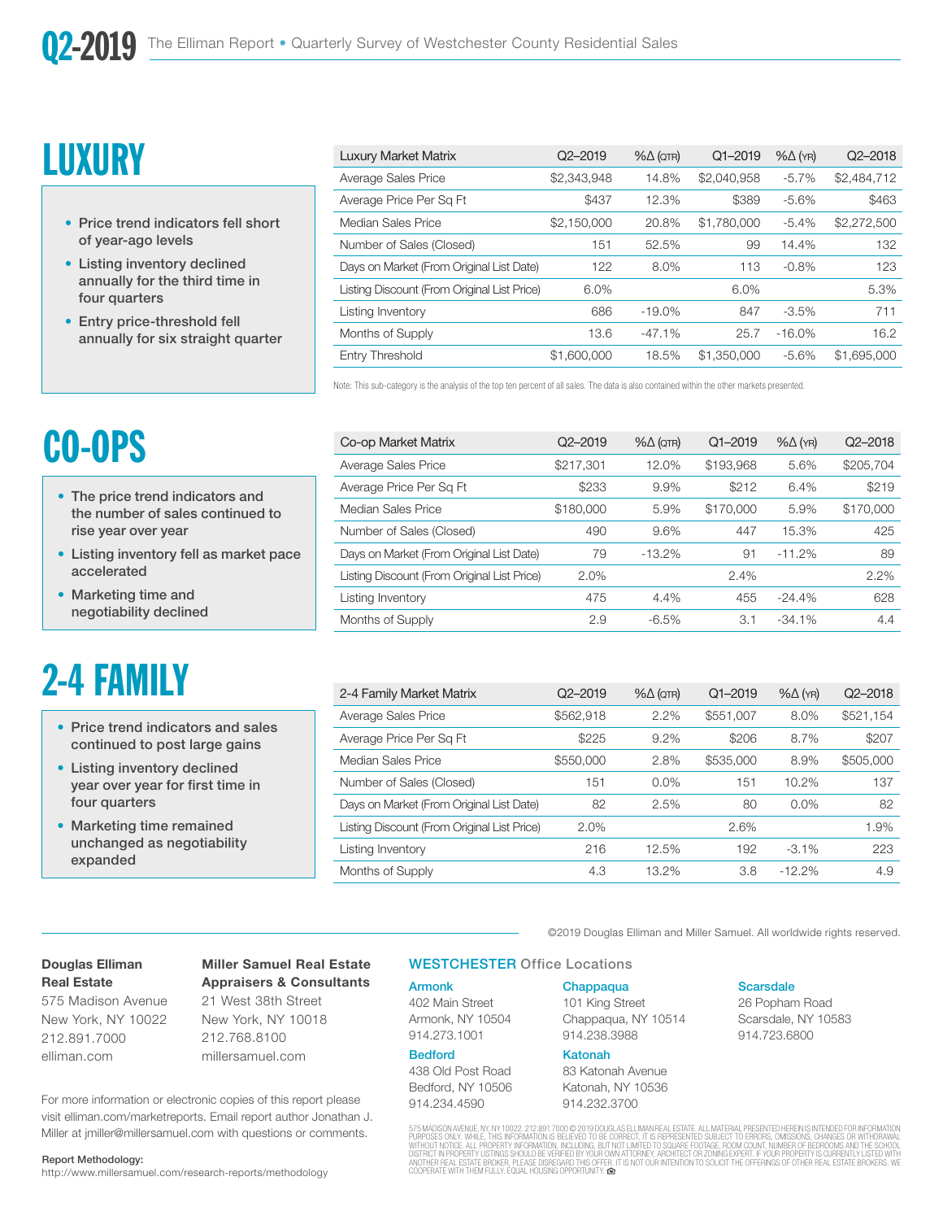# LUXURY

- Price trend indicators fell short of year-ago levels
- Listing inventory declined annually for the third time in four quarters
- Entry price-threshold fell annually for six straight quarter

| Luxury Market Matrix | Q2–2019 | %Δ (QTR) | Q1–2019 | %Δ (YR) | Q2–2018 |
|---|---|---|---|---|---|
| Average Sales Price | $2,343,948 | 14.8% | $2,040,958 | -5.7% | $2,484,712 |
| Average Price Per Sq Ft | $437 | 12.3% | $389 | -5.6% | $463 |
| Median Sales Price | $2,150,000 | 20.8% | $1,780,000 | -5.4% | $2,272,500 |
| Number of Sales (Closed) | 151 | 52.5% | 99 | 14.4% | 132 |
| Days on Market (From Original List Date) | 122 | 8.0% | 113 | -0.8% | 123 |
| Listing Discount (From Original List Price) | 6.0% | | 6.0% | | 5.3% |
| Listing Inventory | 686 | -19.0% | 847 | -3.5% | 711 |
| Months of Supply | 13.6 | -47.1% | 25.7 | -16.0% | 16.2 |
| Entry Threshold | $1,600,000 | 18.5% | $1,350,000 | -5.6% | $1,695,000 |

Note: This sub-category is the analysis of the top ten percent of all sales. The data is also contained within the other markets presented.

# CO-OPS

- The price trend indicators and the number of sales continued to rise year over year
- Listing inventory fell as market pace accelerated
- Marketing time and negotiability declined

| Co-op Market Matrix | Q2–2019 | %Δ (QTR) | Q1–2019 | %Δ (YR) | Q2–2018 |
|---|---|---|---|---|---|
| Average Sales Price | $217,301 | 12.0% | $193,968 | 5.6% | $205,704 |
| Average Price Per Sq Ft | $233 | 9.9% | $212 | 6.4% | $219 |
| Median Sales Price | $180,000 | 5.9% | $170,000 | 5.9% | $170,000 |
| Number of Sales (Closed) | 490 | 9.6% | 447 | 15.3% | 425 |
| Days on Market (From Original List Date) | 79 | -13.2% | 91 | -11.2% | 89 |
| Listing Discount (From Original List Price) | 2.0% | | 2.4% | | 2.2% |
| Listing Inventory | 475 | 4.4% | 455 | -24.4% | 628 |
| Months of Supply | 2.9 | -6.5% | 3.1 | -34.1% | 4.4 |

# 2-4 FAMILY

- Price trend indicators and sales continued to post large gains
- Listing inventory declined year over year for first time in four quarters
- Marketing time remained unchanged as negotiability expanded

| 2-4 Family Market Matrix | Q2–2019 | %Δ (QTR) | Q1–2019 | %Δ (YR) | Q2–2018 |
|---|---|---|---|---|---|
| Average Sales Price | $562,918 | 2.2% | $551,007 | 8.0% | $521,154 |
| Average Price Per Sq Ft | $225 | 9.2% | $206 | 8.7% | $207 |
| Median Sales Price | $550,000 | 2.8% | $535,000 | 8.9% | $505,000 |
| Number of Sales (Closed) | 151 | 0.0% | 151 | 10.2% | 137 |
| Days on Market (From Original List Date) | 82 | 2.5% | 80 | 0.0% | 82 |
| Listing Discount (From Original List Price) | 2.0% | | 2.6% | | 1.9% |
| Listing Inventory | 216 | 12.5% | 192 | -3.1% | 223 |
| Months of Supply | 4.3 | 13.2% | 3.8 | -12.2% | 4.9 |

©2019 Douglas Elliman and Miller Samuel. All worldwide rights reserved.

**Douglas Elliman Real Estate**
575 Madison Avenue
New York, NY 10022
212.891.7000
elliman.com

**Miller Samuel Real Estate Appraisers & Consultants**
21 West 38th Street
New York, NY 10018
212.768.8100
millersamuel.com

For more information or electronic copies of this report please visit elliman.com/marketreports. Email report author Jonathan J. Miller at jmiller@millersamuel.com with questions or comments.

**Report Methodology:**
http://www.millersamuel.com/research-reports/methodology

## WESTCHESTER Office Locations

**Armonk**
402 Main Street
Armonk, NY 10504
914.273.1001

**Bedford**
438 Old Post Road
Bedford, NY 10506
914.234.4590

**Chappaqua**
101 King Street
Chappaqua, NY 10514
914.238.3988

**Katonah**
83 Katonah Avenue
Katonah, NY 10536
914.232.3700

**Scarsdale**
26 Popham Road
Scarsdale, NY 10583
914.723.6800

575 MADISON AVENUE, NY, NY 10022. 212.891.7000 © 2019 DOUGLAS ELLIMAN REAL ESTATE. ALL MATERIAL PRESENTED HEREIN IS INTENDED FOR INFORMATION PURPOSES ONLY. WHILE, THIS INFORMATION IS BELIEVED TO BE CORRECT, IT IS REPRESENTED SUBJECT TO ERRORS, OMISSIONS, CHANGES OR WITHDRAWAL WITHOUT NOTICE. ALL PROPERTY INFORMATION, INCLUDING, BUT NOT LIMITED TO SQUARE FOOTAGE, ROOM COUNT, NUMBER OF BEDROOMS AND THE SCHOOL DISTRICT IN PROPERTY LISTINGS SHOULD BE VERIFIED BY YOUR OWN ATTORNEY, ARCHITECT OR ZONING EXPERT. IF YOUR PROPERTY IS CURRENTLY LISTED WITH ANOTHER REAL ESTATE BROKER, PLEASE DISREGARD THIS OFFER. IT IS NOT OUR INTENTION TO SOLICIT THE OFFERINGS OF OTHER REAL ESTATE BROKERS. WE COOPERATE WITH THEM FULLY. EQUAL HOUSING OPPORTUNITY.